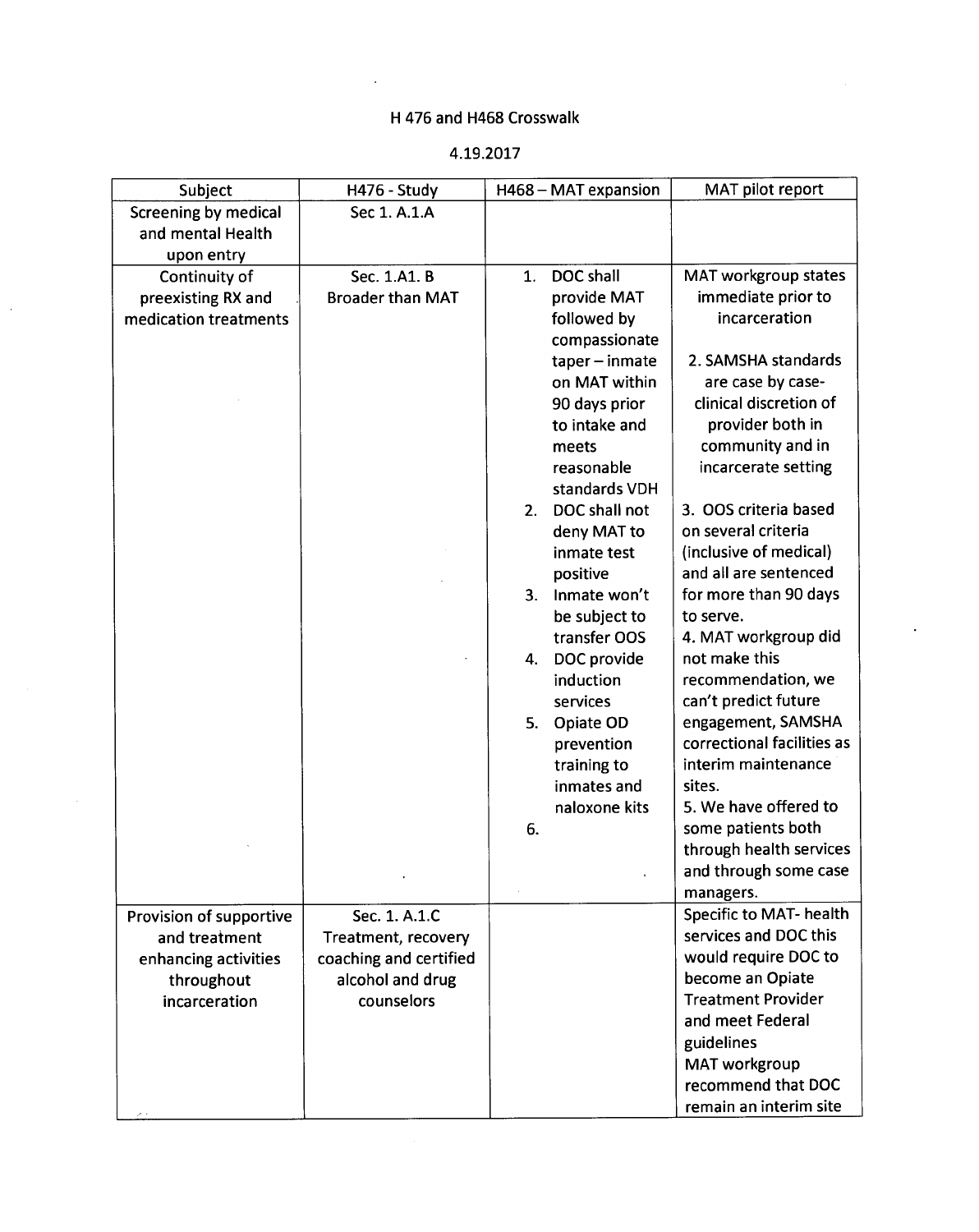# H 476 and H468 Crosswalk

4.19.2017

| Subject | H476 - Study | H468 – MAT expansion | MAT pilot report |
|---|---|---|---|
| Screening by medical and mental Health upon entry | Sec 1. A.1.A | | |
| Continuity of preexisting RX and medication treatments | Sec. 1.A1. B Broader than MAT | 1. DOC shall provide MAT followed by compassionate taper – inmate on MAT within 90 days prior to intake and meets reasonable standards VDH<br>2. DOC shall not deny MAT to inmate test positive<br>3. Inmate won't be subject to transfer OOS<br>4. DOC provide induction services<br>5. Opiate OD prevention training to inmates and naloxone kits<br>6. | MAT workgroup states immediate prior to incarceration<br><br>2. SAMSHA standards are case by case- clinical discretion of provider both in community and in incarcerate setting<br><br>3. OOS criteria based on several criteria (inclusive of medical) and all are sentenced for more than 90 days to serve.<br>4. MAT workgroup did not make this recommendation, we can't predict future engagement, SAMSHA correctional facilities as interim maintenance sites.<br>5. We have offered to some patients both through health services and through some case managers. |
| Provision of supportive and treatment enhancing activities throughout incarceration | Sec. 1. A.1.C Treatment, recovery coaching and certified alcohol and drug counselors | | Specific to MAT- health services and DOC this would require DOC to become an Opiate Treatment Provider and meet Federal guidelines<br>MAT workgroup recommend that DOC remain an interim site |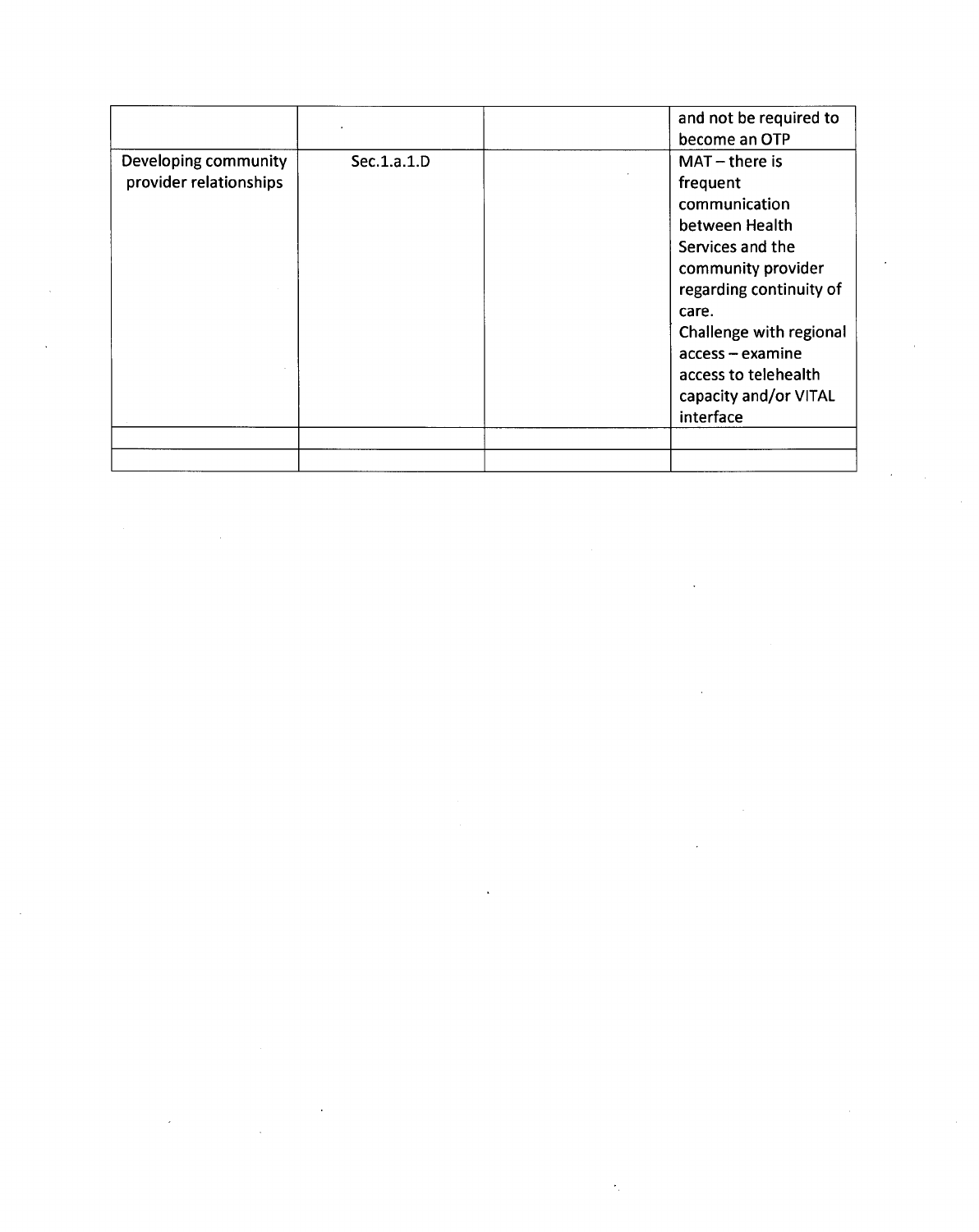| | | | |
|---|---|---|---|
| | | | and not be required to become an OTP |
| Developing community provider relationships | Sec.1.a.1.D | | MAT – there is frequent communication between Health Services and the community provider regarding continuity of care.<br>Challenge with regional access – examine access to telehealth capacity and/or VITAL interface |
| | | | |
| | | | |